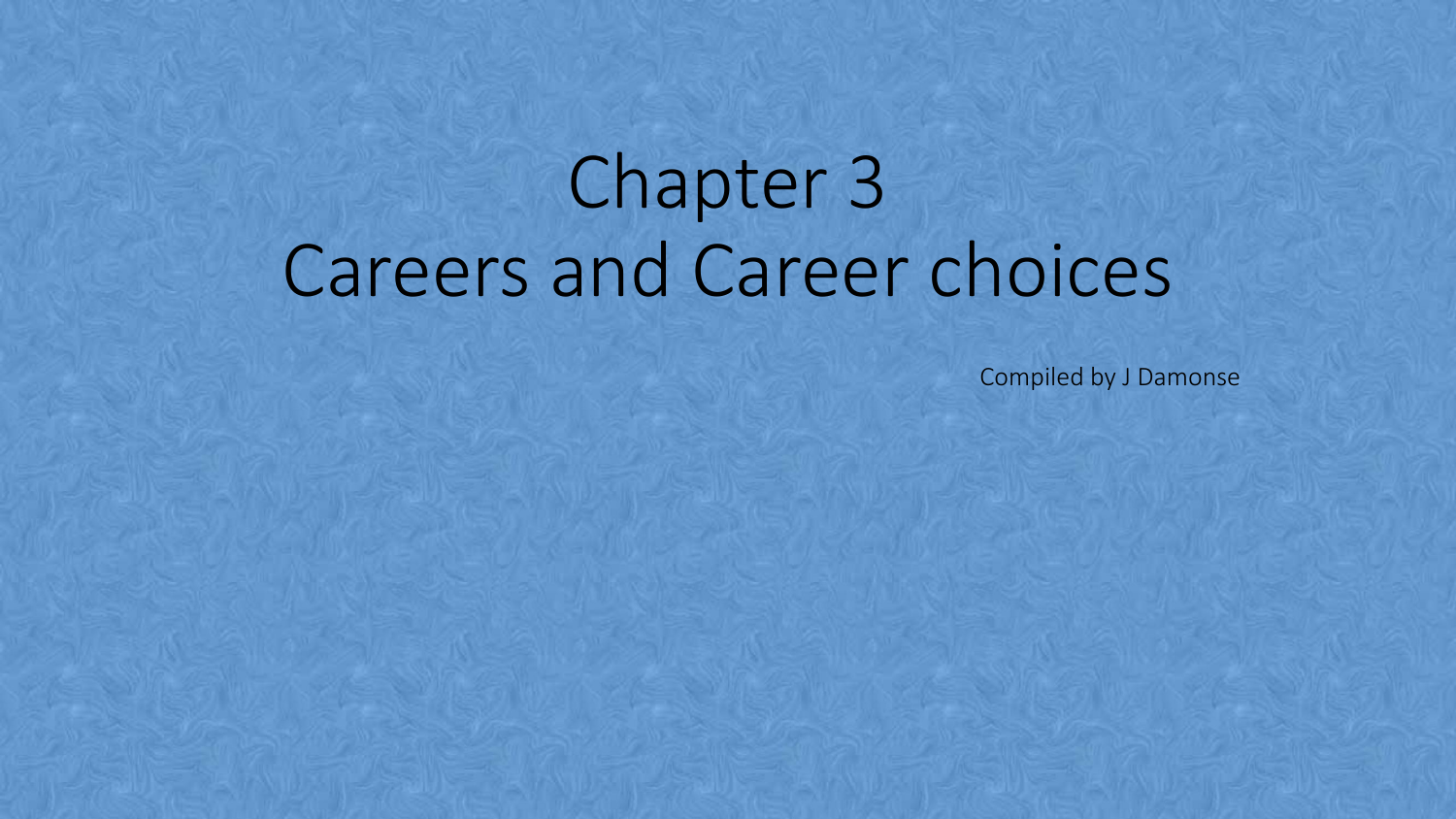# Chapter 3
# Careers and Career choices

Compiled by J Damonse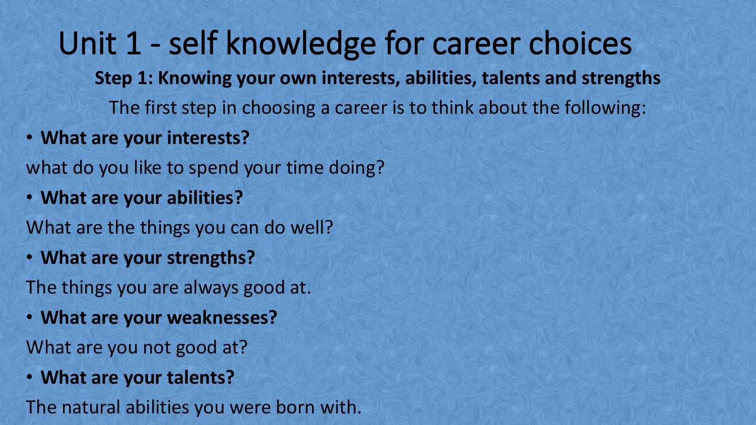# Unit 1 - self knowledge for career choices

**Step 1: Knowing your own interests, abilities, talents and strengths**

The first step in choosing a career is to think about the following:

- **What are your interests?**

what do you like to spend your time doing?

- **What are your abilities?**

What are the things you can do well?

- **What are your strengths?**

The things you are always good at.

- **What are your weaknesses?**

What are you not good at?

- **What are your talents?**

The natural abilities you were born with.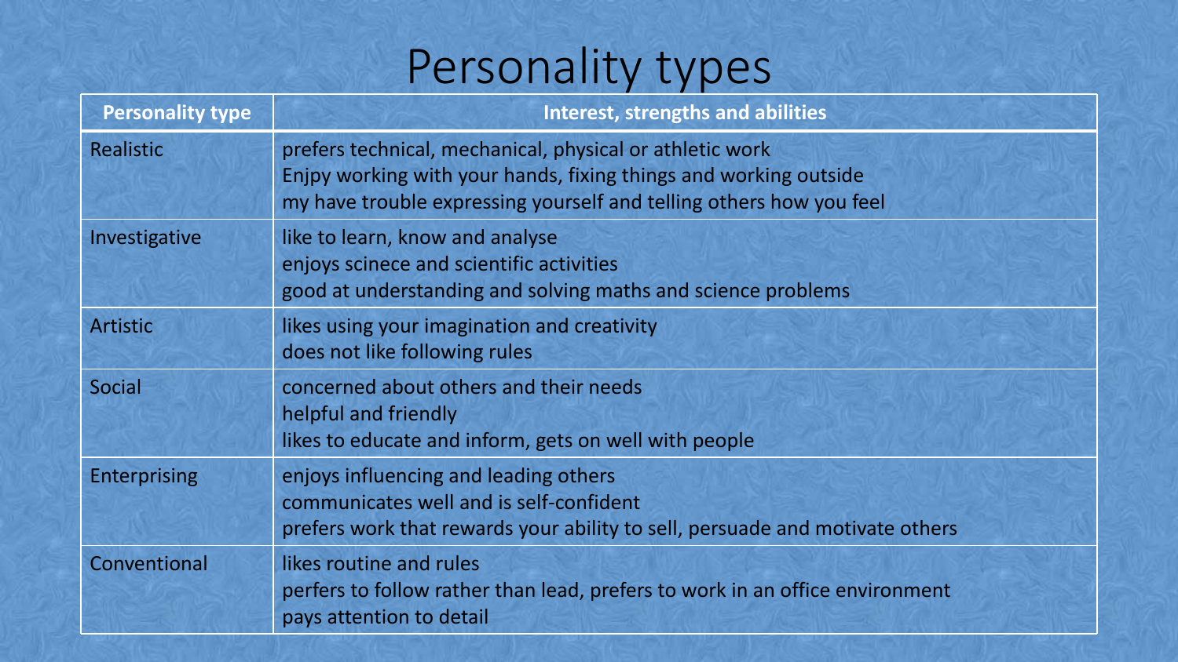# Personality types

| Personality type | Interest, strengths and abilities |
| --- | --- |
| Realistic | prefers technical, mechanical, physical or athletic work<br>Enjpy working with your hands, fixing things and working outside<br>my have trouble expressing yourself and telling others how you feel |
| Investigative | like to learn, know and analyse<br>enjoys scinece and scientific activities<br>good at understanding and solving maths and science problems |
| Artistic | likes using your imagination and creativity<br>does not like following rules |
| Social | concerned about others and their needs<br>helpful and friendly<br>likes to educate and inform, gets on well with people |
| Enterprising | enjoys influencing and leading others<br>communicates well and is self-confident<br>prefers work that rewards your ability to sell, persuade and motivate others |
| Conventional | likes routine and rules<br>perfers to follow rather than lead, prefers to work in an office environment<br>pays attention to detail |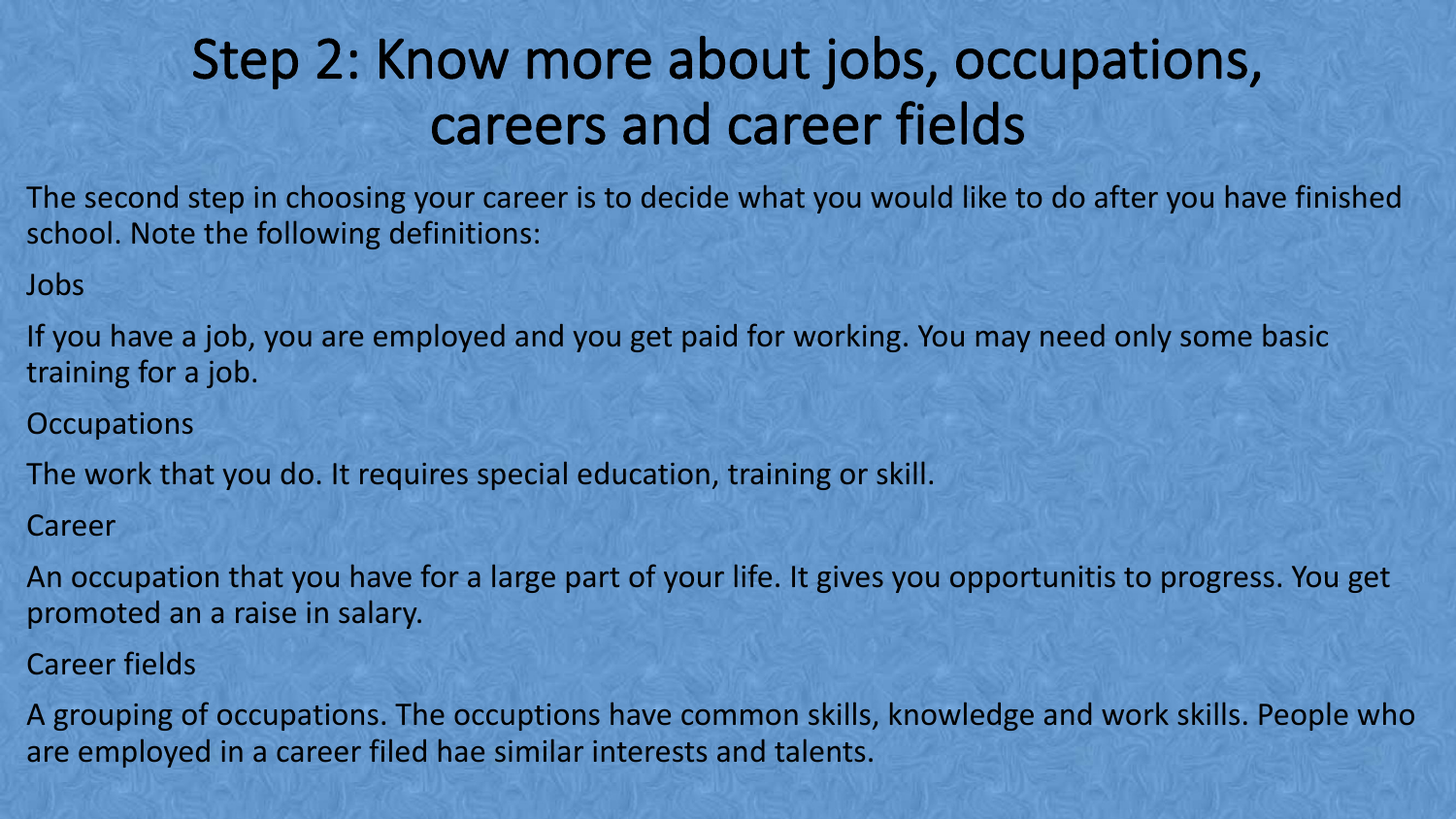# Step 2: Know more about jobs, occupations, careers and career fields

The second step in choosing your career is to decide what you would like to do after you have finished school. Note the following definitions:

Jobs

If you have a job, you are employed and you get paid for working. You may need only some basic training for a job.

Occupations

The work that you do. It requires special education, training or skill.

Career

An occupation that you have for a large part of your life. It gives you opportunitis to progress. You get promoted an a raise in salary.

Career fields

A grouping of occupations. The occuptions have common skills, knowledge and work skills. People who are employed in a career filed hae similar interests and talents.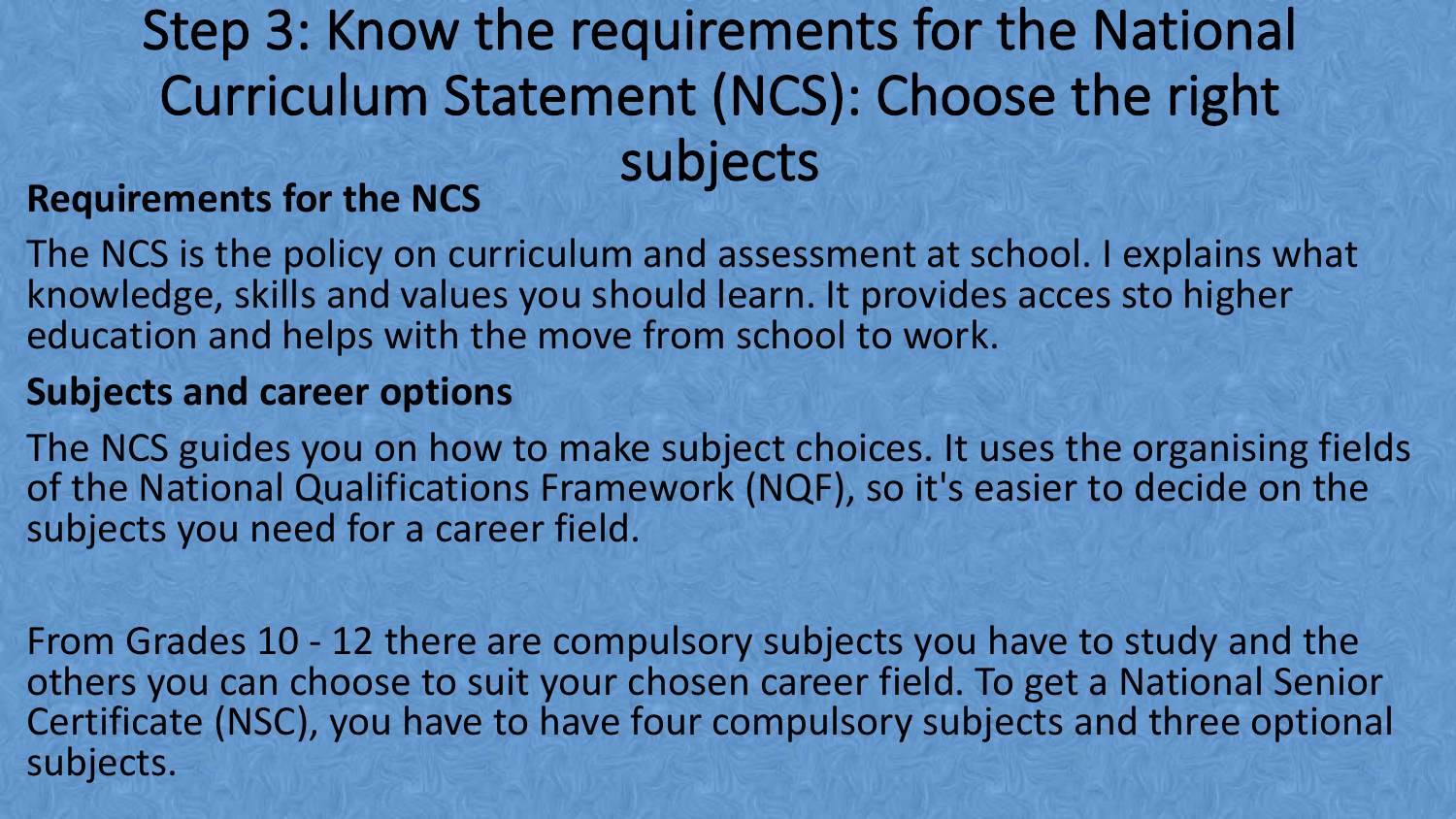# Step 3: Know the requirements for the National Curriculum Statement (NCS): Choose the right subjects

**Requirements for the NCS**

The NCS is the policy on curriculum and assessment at school. I explains what knowledge, skills and values you should learn. It provides acces sto higher education and helps with the move from school to work.

**Subjects and career options**

The NCS guides you on how to make subject choices. It uses the organising fields of the National Qualifications Framework (NQF), so it's easier to decide on the subjects you need for a career field.

From Grades 10 - 12 there are compulsory subjects you have to study and the others you can choose to suit your chosen career field. To get a National Senior Certificate (NSC), you have to have four compulsory subjects and three optional subjects.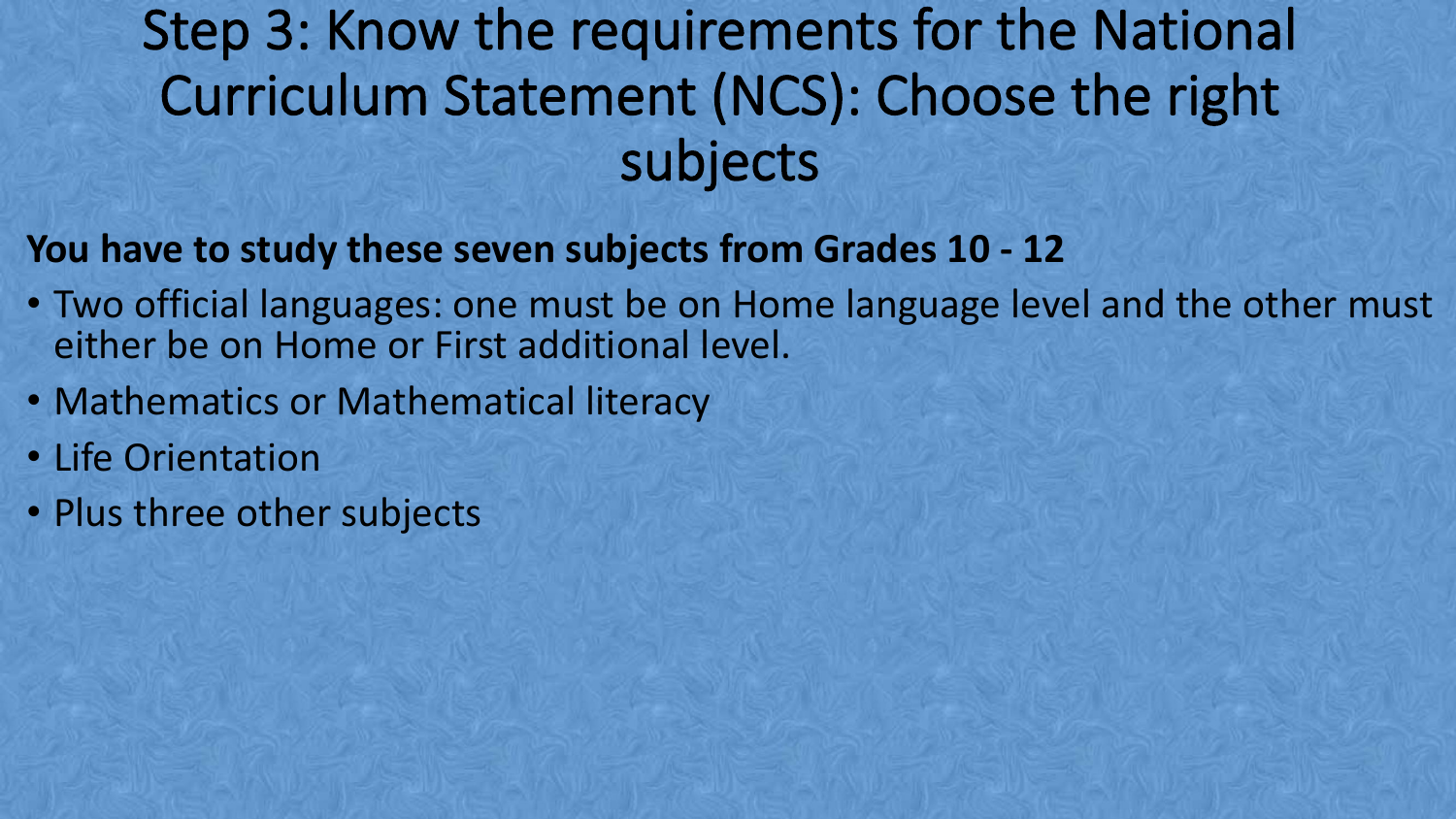# Step 3: Know the requirements for the National Curriculum Statement (NCS): Choose the right subjects

**You have to study these seven subjects from Grades 10 - 12**

- Two official languages: one must be on Home language level and the other must either be on Home or First additional level.
- Mathematics or Mathematical literacy
- Life Orientation
- Plus three other subjects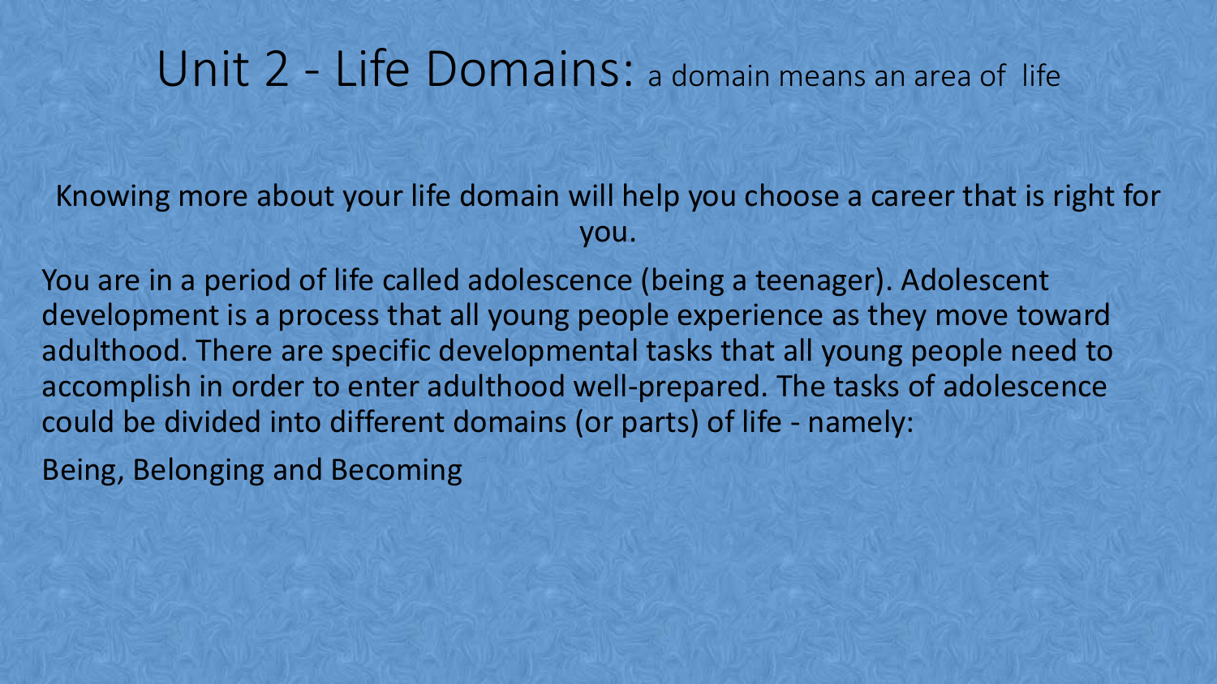# Unit 2 - Life Domains: a domain means an area of life

Knowing more about your life domain will help you choose a career that is right for you.

You are in a period of life called adolescence (being a teenager). Adolescent development is a process that all young people experience as they move toward adulthood. There are specific developmental tasks that all young people need to accomplish in order to enter adulthood well-prepared. The tasks of adolescence could be divided into different domains (or parts) of life - namely:

Being, Belonging and Becoming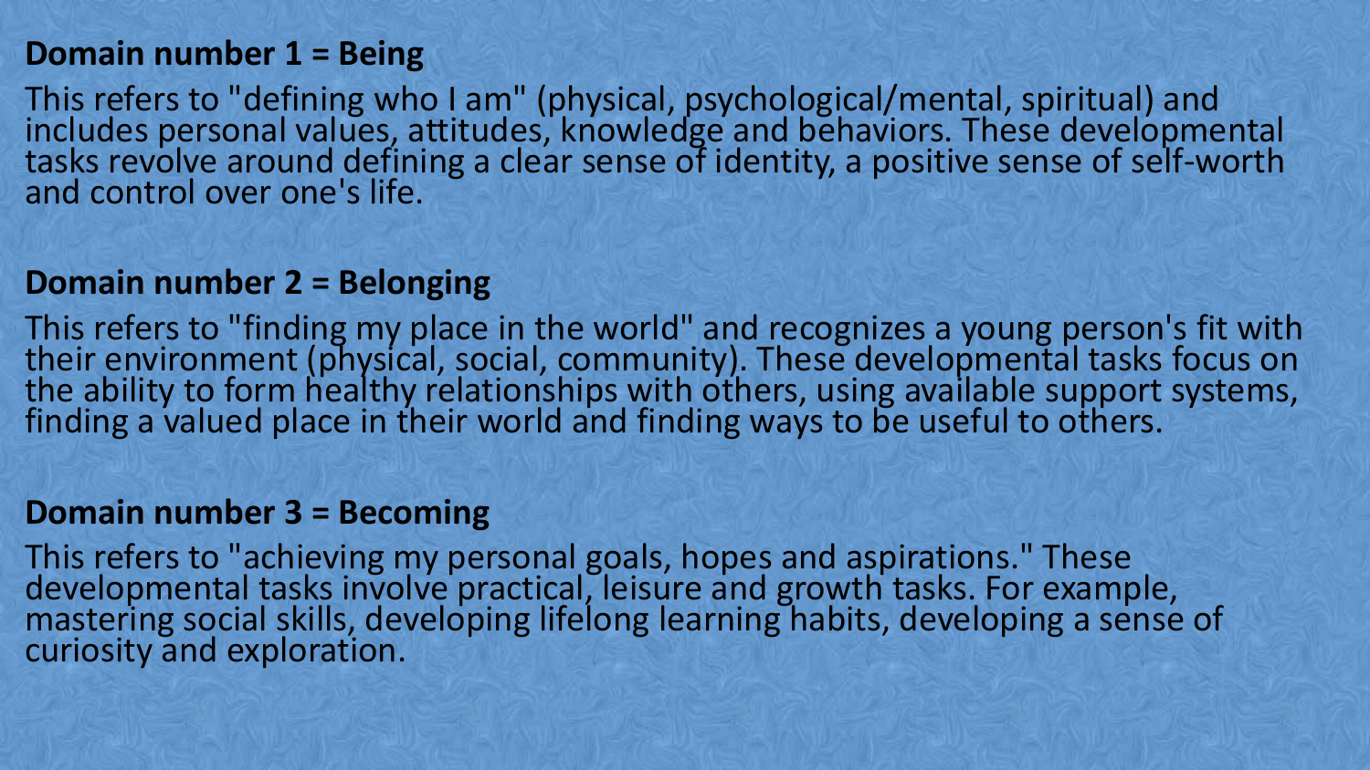**Domain number 1 = Being**

This refers to "defining who I am" (physical, psychological/mental, spiritual) and includes personal values, attitudes, knowledge and behaviors. These developmental tasks revolve around defining a clear sense of identity, a positive sense of self-worth and control over one's life.

**Domain number 2 = Belonging**

This refers to "finding my place in the world" and recognizes a young person's fit with their environment (physical, social, community). These developmental tasks focus on the ability to form healthy relationships with others, using available support systems, finding a valued place in their world and finding ways to be useful to others.

**Domain number 3 = Becoming**

This refers to "achieving my personal goals, hopes and aspirations." These developmental tasks involve practical, leisure and growth tasks. For example, mastering social skills, developing lifelong learning habits, developing a sense of curiosity and exploration.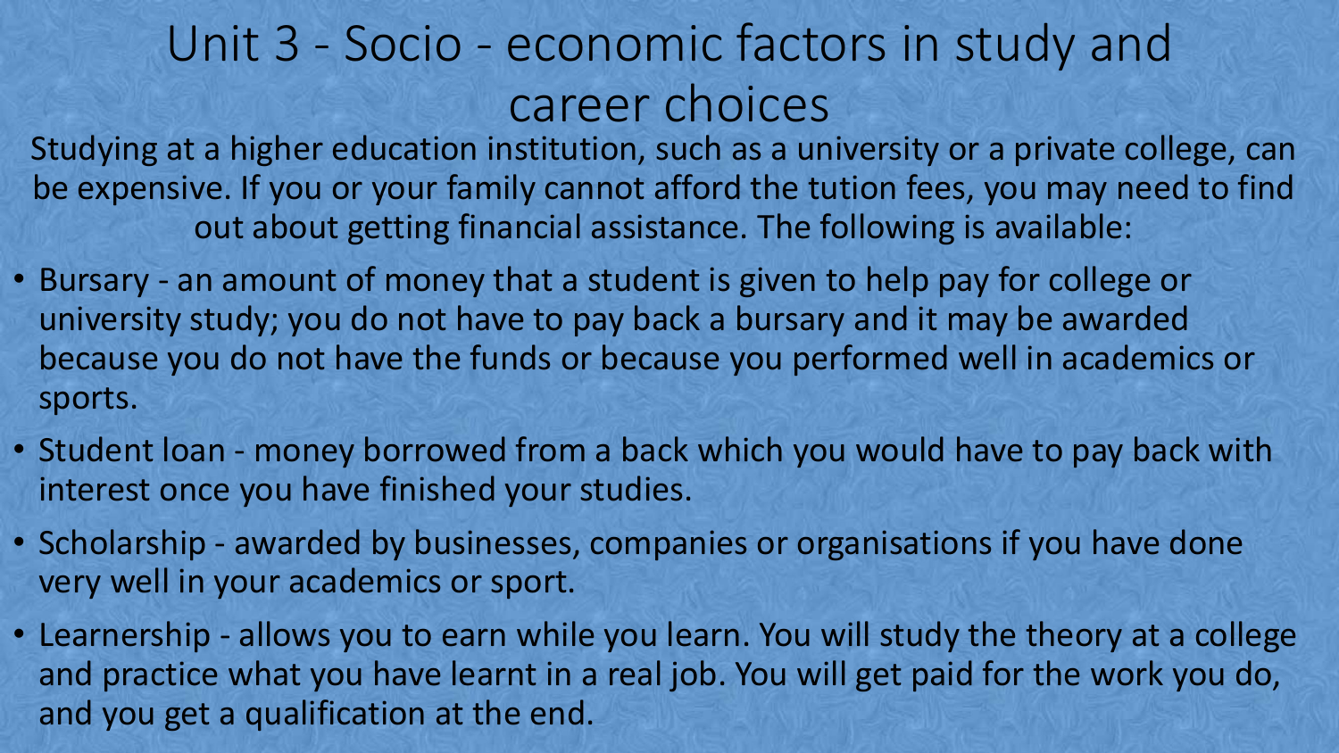# Unit 3 - Socio - economic factors in study and career choices

Studying at a higher education institution, such as a university or a private college, can be expensive. If you or your family cannot afford the tution fees, you may need to find out about getting financial assistance. The following is available:

- Bursary - an amount of money that a student is given to help pay for college or university study; you do not have to pay back a bursary and it may be awarded because you do not have the funds or because you performed well in academics or sports.
- Student loan - money borrowed from a back which you would have to pay back with interest once you have finished your studies.
- Scholarship - awarded by businesses, companies or organisations if you have done very well in your academics or sport.
- Learnership - allows you to earn while you learn. You will study the theory at a college and practice what you have learnt in a real job. You will get paid for the work you do, and you get a qualification at the end.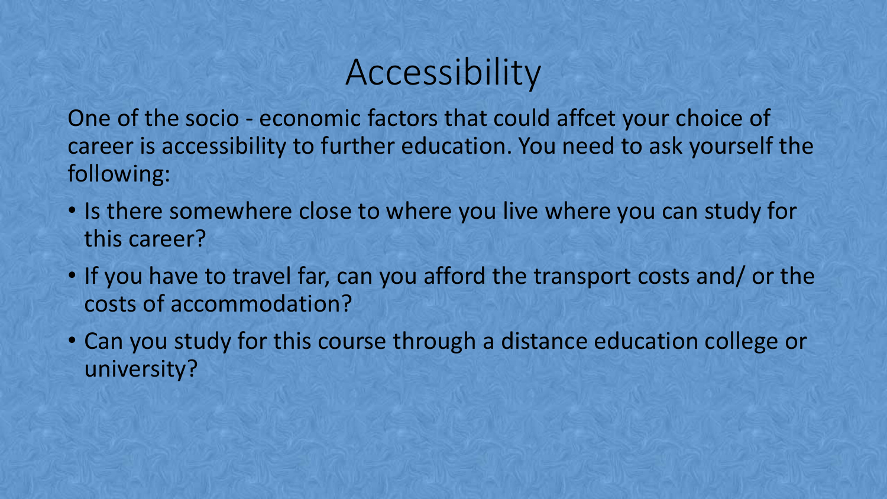# Accessibility

One of the socio - economic factors that could affcet your choice of career is accessibility to further education. You need to ask yourself the following:

- Is there somewhere close to where you live where you can study for this career?
- If you have to travel far, can you afford the transport costs and/ or the costs of accommodation?
- Can you study for this course through a distance education college or university?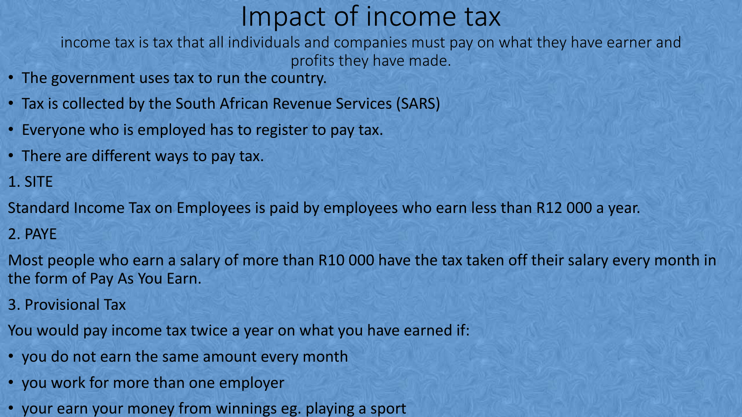# Impact of income tax

income tax is tax that all individuals and companies must pay on what they have earner and profits they have made.

- The government uses tax to run the country.
- Tax is collected by the South African Revenue Services (SARS)
- Everyone who is employed has to register to pay tax.
- There are different ways to pay tax.

1. SITE

Standard Income Tax on Employees is paid by employees who earn less than R12 000 a year.

2. PAYE

Most people who earn a salary of more than R10 000 have the tax taken off their salary every month in the form of Pay As You Earn.

3. Provisional Tax

You would pay income tax twice a year on what you have earned if:

- you do not earn the same amount every month
- you work for more than one employer
- your earn your money from winnings eg. playing a sport